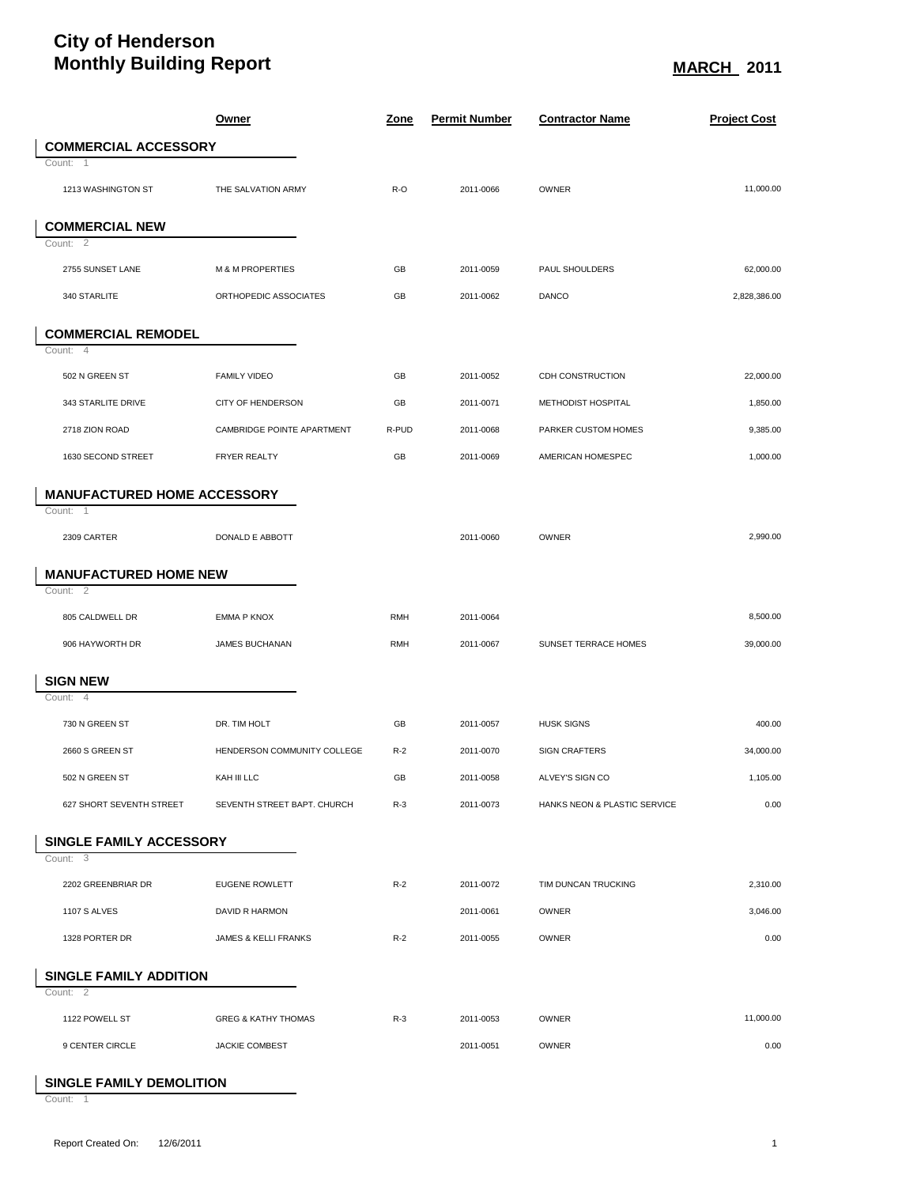# City of Henderson
# Monthly Building Report

**MARCH 2011**

| | Owner | Zone | Permit Number | Contractor Name | Project Cost |
|---|---|---|---|---|---|
| **COMMERCIAL ACCESSORY** | | | | | |
| Count: 1 | | | | | |
| 1213 WASHINGTON ST | THE SALVATION ARMY | R-O | 2011-0066 | OWNER | 11,000.00 |
| **COMMERCIAL NEW** | | | | | |
| Count: 2 | | | | | |
| 2755 SUNSET LANE | M & M PROPERTIES | GB | 2011-0059 | PAUL SHOULDERS | 62,000.00 |
| 340 STARLITE | ORTHOPEDIC ASSOCIATES | GB | 2011-0062 | DANCO | 2,828,386.00 |
| **COMMERCIAL REMODEL** | | | | | |
| Count: 4 | | | | | |
| 502 N GREEN ST | FAMILY VIDEO | GB | 2011-0052 | CDH CONSTRUCTION | 22,000.00 |
| 343 STARLITE DRIVE | CITY OF HENDERSON | GB | 2011-0071 | METHODIST HOSPITAL | 1,850.00 |
| 2718 ZION ROAD | CAMBRIDGE POINTE APARTMENT | R-PUD | 2011-0068 | PARKER CUSTOM HOMES | 9,385.00 |
| 1630 SECOND STREET | FRYER REALTY | GB | 2011-0069 | AMERICAN HOMESPEC | 1,000.00 |
| **MANUFACTURED HOME ACCESSORY** | | | | | |
| Count: 1 | | | | | |
| 2309 CARTER | DONALD E ABBOTT | | 2011-0060 | OWNER | 2,990.00 |
| **MANUFACTURED HOME NEW** | | | | | |
| Count: 2 | | | | | |
| 805 CALDWELL DR | EMMA P KNOX | RMH | 2011-0064 | | 8,500.00 |
| 906 HAYWORTH DR | JAMES BUCHANAN | RMH | 2011-0067 | SUNSET TERRACE HOMES | 39,000.00 |
| **SIGN NEW** | | | | | |
| Count: 4 | | | | | |
| 730 N GREEN ST | DR. TIM HOLT | GB | 2011-0057 | HUSK SIGNS | 400.00 |
| 2660 S GREEN ST | HENDERSON COMMUNITY COLLEGE | R-2 | 2011-0070 | SIGN CRAFTERS | 34,000.00 |
| 502 N GREEN ST | KAH III LLC | GB | 2011-0058 | ALVEY'S SIGN CO | 1,105.00 |
| 627 SHORT SEVENTH STREET | SEVENTH STREET BAPT. CHURCH | R-3 | 2011-0073 | HANKS NEON & PLASTIC SERVICE | 0.00 |
| **SINGLE FAMILY ACCESSORY** | | | | | |
| Count: 3 | | | | | |
| 2202 GREENBRIAR DR | EUGENE ROWLETT | R-2 | 2011-0072 | TIM DUNCAN TRUCKING | 2,310.00 |
| 1107 S ALVES | DAVID R HARMON | | 2011-0061 | OWNER | 3,046.00 |
| 1328 PORTER DR | JAMES & KELLI FRANKS | R-2 | 2011-0055 | OWNER | 0.00 |
| **SINGLE FAMILY ADDITION** | | | | | |
| Count: 2 | | | | | |
| 1122 POWELL ST | GREG & KATHY THOMAS | R-3 | 2011-0053 | OWNER | 11,000.00 |
| 9 CENTER CIRCLE | JACKIE COMBEST | | 2011-0051 | OWNER | 0.00 |
| **SINGLE FAMILY DEMOLITION** | | | | | |
| Count: 1 | | | | | |

Report Created On: 12/6/2011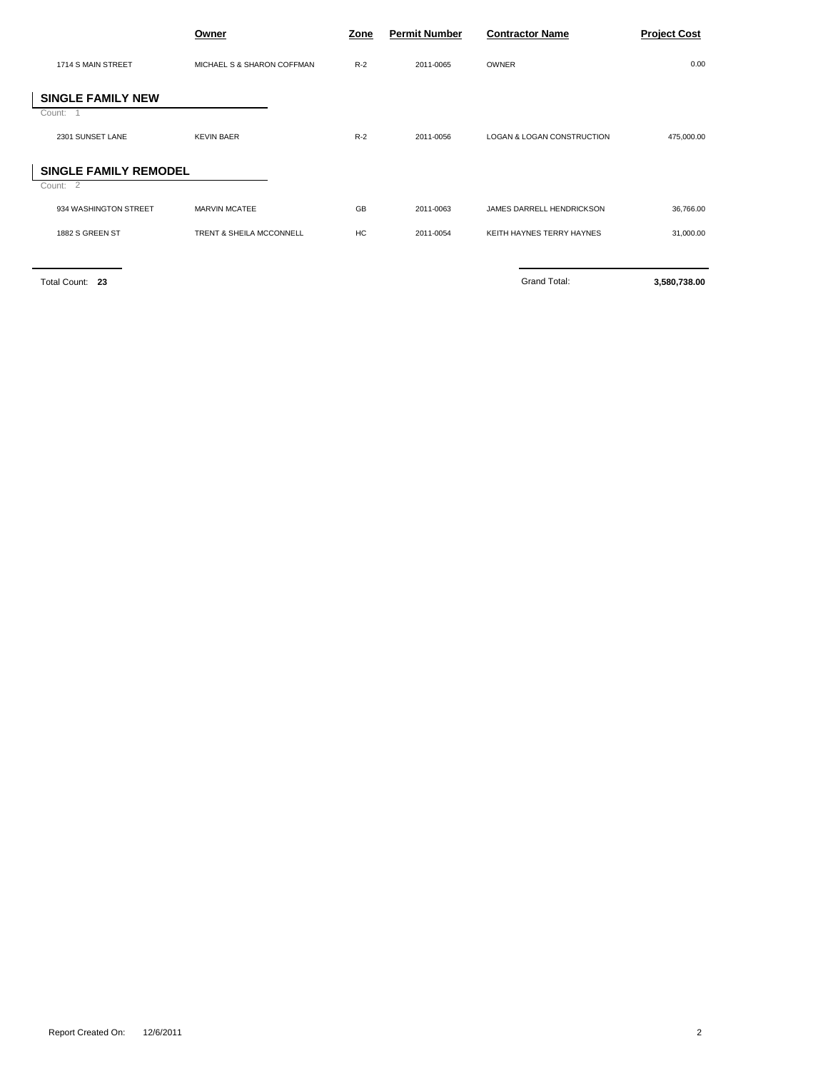| | Owner | Zone | Permit Number | Contractor Name | Project Cost |
|---|---|---|---|---|---|
| 1714 S MAIN STREET | MICHAEL S & SHARON COFFMAN | R-2 | 2011-0065 | OWNER | 0.00 |

## SINGLE FAMILY NEW

Count: 1

| | | | | | |
|---|---|---|---|---|---|
| 2301 SUNSET LANE | KEVIN BAER | R-2 | 2011-0056 | LOGAN & LOGAN CONSTRUCTION | 475,000.00 |

## SINGLE FAMILY REMODEL

Count: 2

| | | | | | |
|---|---|---|---|---|---|
| 934 WASHINGTON STREET | MARVIN MCATEE | GB | 2011-0063 | JAMES DARRELL HENDRICKSON | 36,766.00 |
| 1882 S GREEN ST | TRENT & SHEILA MCCONNELL | HC | 2011-0054 | KEITH HAYNES TERRY HAYNES | 31,000.00 |

Total Count: **23**

Grand Total: **3,580,738.00**

Report Created On: 12/6/2011